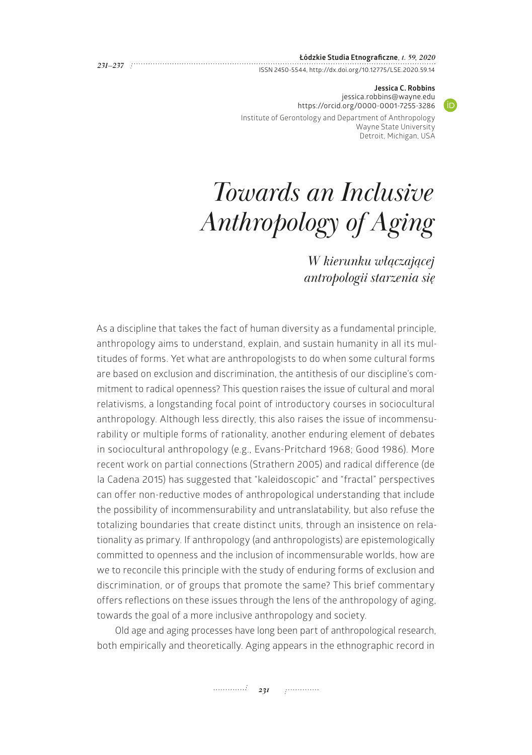**Jessica C. Robbins**
jessica.robbins@wayne.edu
https://orcid.org/0000-0001-7255-3286
Institute of Gerontology and Department of Anthropology
Wayne State University
Detroit, Michigan, USA

# *Towards an Inclusive Anthropology of Aging*

## *W kierunku włączającej antropologii starzenia się*

As a discipline that takes the fact of human diversity as a fundamental principle, anthropology aims to understand, explain, and sustain humanity in all its multitudes of forms. Yet what are anthropologists to do when some cultural forms are based on exclusion and discrimination, the antithesis of our discipline's commitment to radical openness? This question raises the issue of cultural and moral relativisms, a longstanding focal point of introductory courses in sociocultural anthropology. Although less directly, this also raises the issue of incommensurability or multiple forms of rationality, another enduring element of debates in sociocultural anthropology (e.g., Evans-Pritchard 1968; Good 1986). More recent work on partial connections (Strathern 2005) and radical difference (de la Cadena 2015) has suggested that "kaleidoscopic" and "fractal" perspectives can offer non-reductive modes of anthropological understanding that include the possibility of incommensurability and untranslatability, but also refuse the totalizing boundaries that create distinct units, through an insistence on relationality as primary. If anthropology (and anthropologists) are epistemologically committed to openness and the inclusion of incommensurable worlds, how are we to reconcile this principle with the study of enduring forms of exclusion and discrimination, or of groups that promote the same? This brief commentary offers reflections on these issues through the lens of the anthropology of aging, towards the goal of a more inclusive anthropology and society.

Old age and aging processes have long been part of anthropological research, both empirically and theoretically. Aging appears in the ethnographic record in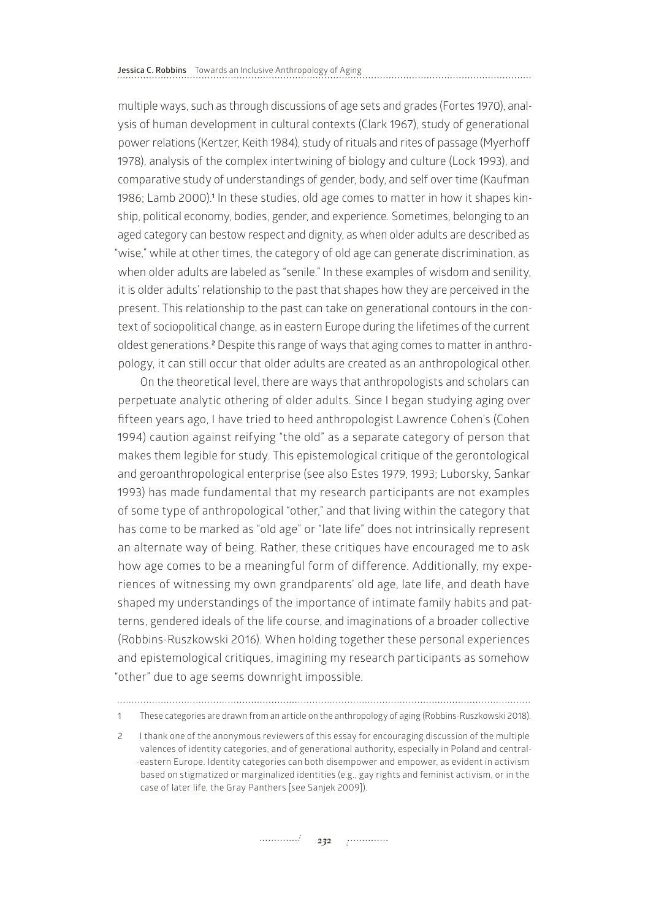multiple ways, such as through discussions of age sets and grades (Fortes 1970), analysis of human development in cultural contexts (Clark 1967), study of generational power relations (Kertzer, Keith 1984), study of rituals and rites of passage (Myerhoff 1978), analysis of the complex intertwining of biology and culture (Lock 1993), and comparative study of understandings of gender, body, and self over time (Kaufman 1986; Lamb 2000).[1] In these studies, old age comes to matter in how it shapes kinship, political economy, bodies, gender, and experience. Sometimes, belonging to an aged category can bestow respect and dignity, as when older adults are described as "wise," while at other times, the category of old age can generate discrimination, as when older adults are labeled as "senile." In these examples of wisdom and senility, it is older adults' relationship to the past that shapes how they are perceived in the present. This relationship to the past can take on generational contours in the context of sociopolitical change, as in eastern Europe during the lifetimes of the current oldest generations.[2] Despite this range of ways that aging comes to matter in anthropology, it can still occur that older adults are created as an anthropological other.

On the theoretical level, there are ways that anthropologists and scholars can perpetuate analytic othering of older adults. Since I began studying aging over fifteen years ago, I have tried to heed anthropologist Lawrence Cohen's (Cohen 1994) caution against reifying "the old" as a separate category of person that makes them legible for study. This epistemological critique of the gerontological and geroanthropological enterprise (see also Estes 1979, 1993; Luborsky, Sankar 1993) has made fundamental that my research participants are not examples of some type of anthropological "other," and that living within the category that has come to be marked as "old age" or "late life" does not intrinsically represent an alternate way of being. Rather, these critiques have encouraged me to ask how age comes to be a meaningful form of difference. Additionally, my experiences of witnessing my own grandparents' old age, late life, and death have shaped my understandings of the importance of intimate family habits and patterns, gendered ideals of the life course, and imaginations of a broader collective (Robbins-Ruszkowski 2016). When holding together these personal experiences and epistemological critiques, imagining my research participants as somehow "other" due to age seems downright impossible.

---

1 These categories are drawn from an article on the anthropology of aging (Robbins-Ruszkowski 2018).

2 I thank one of the anonymous reviewers of this essay for encouraging discussion of the multiple valences of identity categories, and of generational authority, especially in Poland and central-eastern Europe. Identity categories can both disempower and empower, as evident in activism based on stigmatized or marginalized identities (e.g., gay rights and feminist activism, or in the case of later life, the Gray Panthers [see Sanjek 2009]).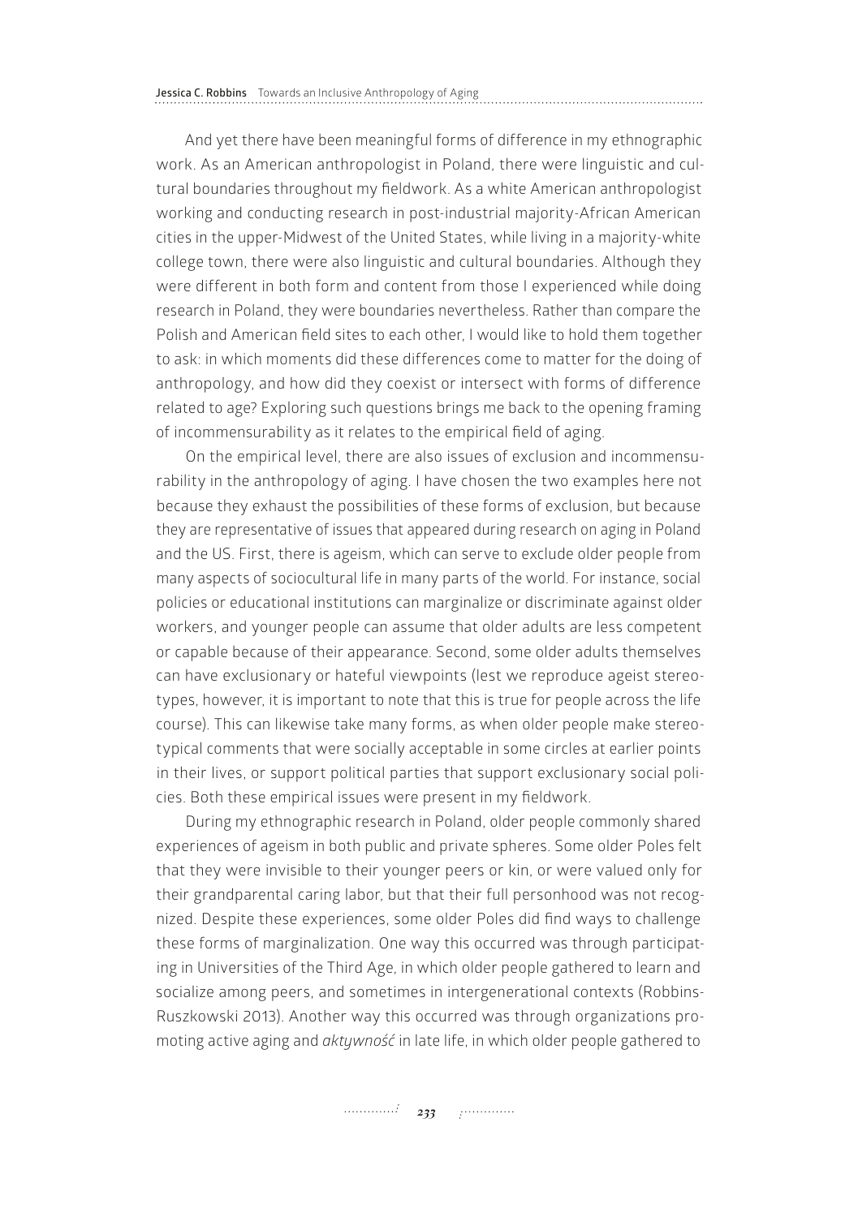And yet there have been meaningful forms of difference in my ethnographic work. As an American anthropologist in Poland, there were linguistic and cultural boundaries throughout my fieldwork. As a white American anthropologist working and conducting research in post-industrial majority-African American cities in the upper-Midwest of the United States, while living in a majority-white college town, there were also linguistic and cultural boundaries. Although they were different in both form and content from those I experienced while doing research in Poland, they were boundaries nevertheless. Rather than compare the Polish and American field sites to each other, I would like to hold them together to ask: in which moments did these differences come to matter for the doing of anthropology, and how did they coexist or intersect with forms of difference related to age? Exploring such questions brings me back to the opening framing of incommensurability as it relates to the empirical field of aging.

On the empirical level, there are also issues of exclusion and incommensurability in the anthropology of aging. I have chosen the two examples here not because they exhaust the possibilities of these forms of exclusion, but because they are representative of issues that appeared during research on aging in Poland and the US. First, there is ageism, which can serve to exclude older people from many aspects of sociocultural life in many parts of the world. For instance, social policies or educational institutions can marginalize or discriminate against older workers, and younger people can assume that older adults are less competent or capable because of their appearance. Second, some older adults themselves can have exclusionary or hateful viewpoints (lest we reproduce ageist stereotypes, however, it is important to note that this is true for people across the life course). This can likewise take many forms, as when older people make stereotypical comments that were socially acceptable in some circles at earlier points in their lives, or support political parties that support exclusionary social policies. Both these empirical issues were present in my fieldwork.

During my ethnographic research in Poland, older people commonly shared experiences of ageism in both public and private spheres. Some older Poles felt that they were invisible to their younger peers or kin, or were valued only for their grandparental caring labor, but that their full personhood was not recognized. Despite these experiences, some older Poles did find ways to challenge these forms of marginalization. One way this occurred was through participating in Universities of the Third Age, in which older people gathered to learn and socialize among peers, and sometimes in intergenerational contexts (Robbins-Ruszkowski 2013). Another way this occurred was through organizations promoting active aging and *aktywność* in late life, in which older people gathered to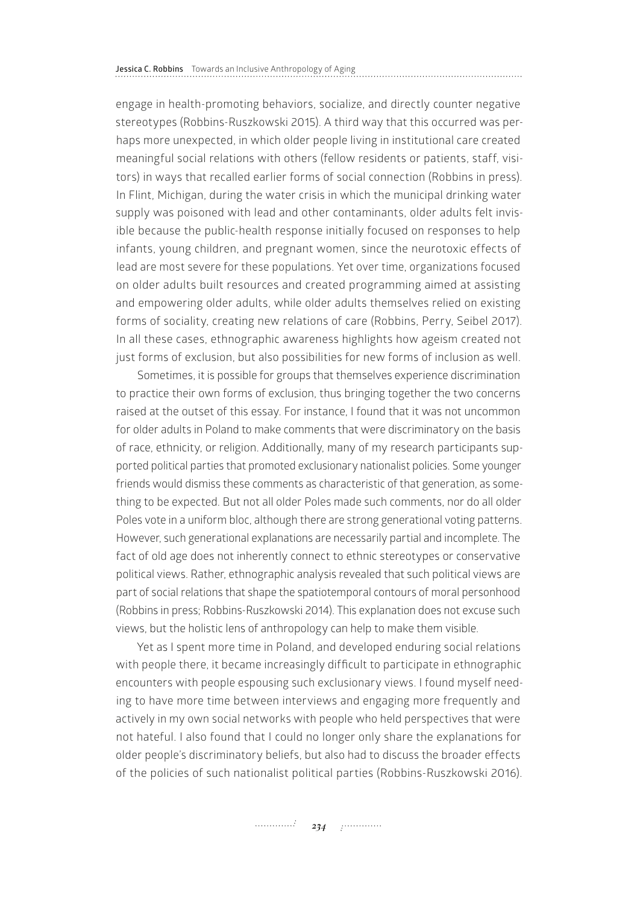engage in health-promoting behaviors, socialize, and directly counter negative stereotypes (Robbins-Ruszkowski 2015). A third way that this occurred was perhaps more unexpected, in which older people living in institutional care created meaningful social relations with others (fellow residents or patients, staff, visitors) in ways that recalled earlier forms of social connection (Robbins in press). In Flint, Michigan, during the water crisis in which the municipal drinking water supply was poisoned with lead and other contaminants, older adults felt invisible because the public-health response initially focused on responses to help infants, young children, and pregnant women, since the neurotoxic effects of lead are most severe for these populations. Yet over time, organizations focused on older adults built resources and created programming aimed at assisting and empowering older adults, while older adults themselves relied on existing forms of sociality, creating new relations of care (Robbins, Perry, Seibel 2017). In all these cases, ethnographic awareness highlights how ageism created not just forms of exclusion, but also possibilities for new forms of inclusion as well.

Sometimes, it is possible for groups that themselves experience discrimination to practice their own forms of exclusion, thus bringing together the two concerns raised at the outset of this essay. For instance, I found that it was not uncommon for older adults in Poland to make comments that were discriminatory on the basis of race, ethnicity, or religion. Additionally, many of my research participants supported political parties that promoted exclusionary nationalist policies. Some younger friends would dismiss these comments as characteristic of that generation, as something to be expected. But not all older Poles made such comments, nor do all older Poles vote in a uniform bloc, although there are strong generational voting patterns. However, such generational explanations are necessarily partial and incomplete. The fact of old age does not inherently connect to ethnic stereotypes or conservative political views. Rather, ethnographic analysis revealed that such political views are part of social relations that shape the spatiotemporal contours of moral personhood (Robbins in press; Robbins-Ruszkowski 2014). This explanation does not excuse such views, but the holistic lens of anthropology can help to make them visible.

Yet as I spent more time in Poland, and developed enduring social relations with people there, it became increasingly difficult to participate in ethnographic encounters with people espousing such exclusionary views. I found myself needing to have more time between interviews and engaging more frequently and actively in my own social networks with people who held perspectives that were not hateful. I also found that I could no longer only share the explanations for older people's discriminatory beliefs, but also had to discuss the broader effects of the policies of such nationalist political parties (Robbins-Ruszkowski 2016).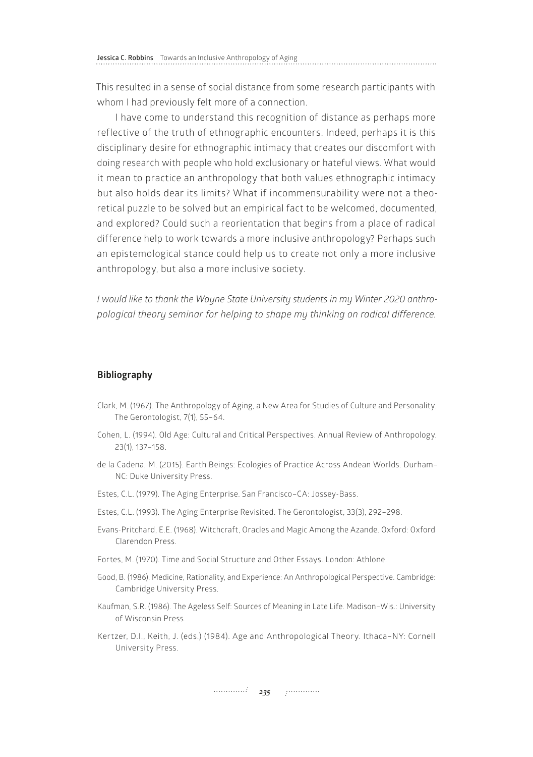This resulted in a sense of social distance from some research participants with whom I had previously felt more of a connection.

I have come to understand this recognition of distance as perhaps more reflective of the truth of ethnographic encounters. Indeed, perhaps it is this disciplinary desire for ethnographic intimacy that creates our discomfort with doing research with people who hold exclusionary or hateful views. What would it mean to practice an anthropology that both values ethnographic intimacy but also holds dear its limits? What if incommensurability were not a theoretical puzzle to be solved but an empirical fact to be welcomed, documented, and explored? Could such a reorientation that begins from a place of radical difference help to work towards a more inclusive anthropology? Perhaps such an epistemological stance could help us to create not only a more inclusive anthropology, but also a more inclusive society.

*I would like to thank the Wayne State University students in my Winter 2020 anthropological theory seminar for helping to shape my thinking on radical difference.*

## Bibliography

Clark, M. (1967). The Anthropology of Aging, a New Area for Studies of Culture and Personality. The Gerontologist, 7(1), 55–64.

Cohen, L. (1994). Old Age: Cultural and Critical Perspectives. Annual Review of Anthropology. 23(1), 137–158.

de la Cadena, M. (2015). Earth Beings: Ecologies of Practice Across Andean Worlds. Durham–NC: Duke University Press.

Estes, C.L. (1979). The Aging Enterprise. San Francisco–CA: Jossey-Bass.

Estes, C.L. (1993). The Aging Enterprise Revisited. The Gerontologist, 33(3), 292–298.

Evans-Pritchard, E.E. (1968). Witchcraft, Oracles and Magic Among the Azande. Oxford: Oxford Clarendon Press.

Fortes, M. (1970). Time and Social Structure and Other Essays. London: Athlone.

Good, B. (1986). Medicine, Rationality, and Experience: An Anthropological Perspective. Cambridge: Cambridge University Press.

Kaufman, S.R. (1986). The Ageless Self: Sources of Meaning in Late Life. Madison–Wis.: University of Wisconsin Press.

Kertzer, D.I., Keith, J. (eds.) (1984). Age and Anthropological Theory. Ithaca–NY: Cornell University Press.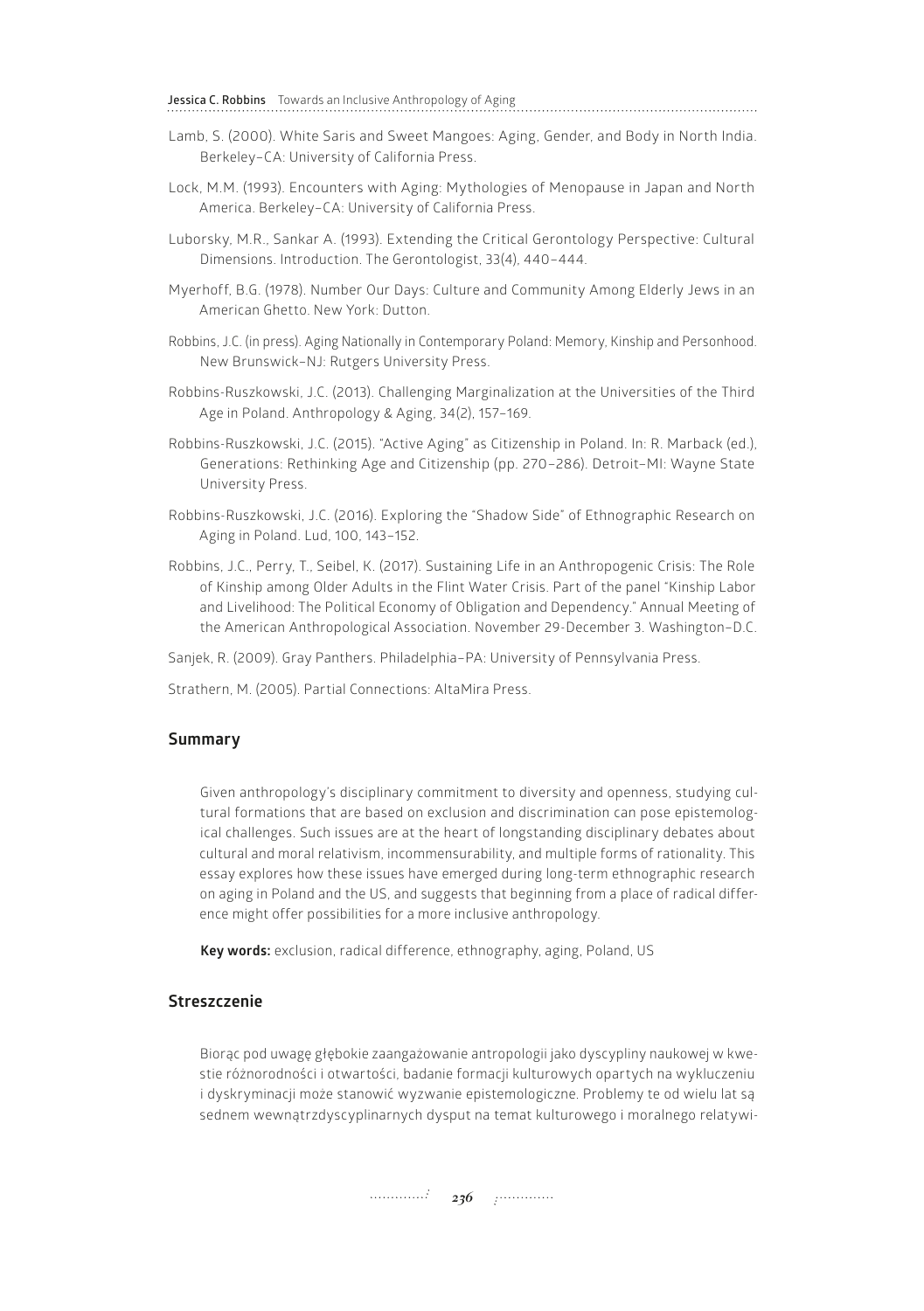Lamb, S. (2000). White Saris and Sweet Mangoes: Aging, Gender, and Body in North India. Berkeley–CA: University of California Press.

Lock, M.M. (1993). Encounters with Aging: Mythologies of Menopause in Japan and North America. Berkeley–CA: University of California Press.

Luborsky, M.R., Sankar A. (1993). Extending the Critical Gerontology Perspective: Cultural Dimensions. Introduction. The Gerontologist, 33(4), 440–444.

Myerhoff, B.G. (1978). Number Our Days: Culture and Community Among Elderly Jews in an American Ghetto. New York: Dutton.

Robbins, J.C. (in press). Aging Nationally in Contemporary Poland: Memory, Kinship and Personhood. New Brunswick–NJ: Rutgers University Press.

Robbins-Ruszkowski, J.C. (2013). Challenging Marginalization at the Universities of the Third Age in Poland. Anthropology & Aging, 34(2), 157–169.

Robbins-Ruszkowski, J.C. (2015). "Active Aging" as Citizenship in Poland. In: R. Marback (ed.), Generations: Rethinking Age and Citizenship (pp. 270–286). Detroit–MI: Wayne State University Press.

Robbins-Ruszkowski, J.C. (2016). Exploring the "Shadow Side" of Ethnographic Research on Aging in Poland. Lud, 100, 143–152.

Robbins, J.C., Perry, T., Seibel, K. (2017). Sustaining Life in an Anthropogenic Crisis: The Role of Kinship among Older Adults in the Flint Water Crisis. Part of the panel "Kinship Labor and Livelihood: The Political Economy of Obligation and Dependency." Annual Meeting of the American Anthropological Association. November 29-December 3. Washington–D.C.

Sanjek, R. (2009). Gray Panthers. Philadelphia–PA: University of Pennsylvania Press.

Strathern, M. (2005). Partial Connections: AltaMira Press.

## Summary

Given anthropology's disciplinary commitment to diversity and openness, studying cultural formations that are based on exclusion and discrimination can pose epistemological challenges. Such issues are at the heart of longstanding disciplinary debates about cultural and moral relativism, incommensurability, and multiple forms of rationality. This essay explores how these issues have emerged during long-term ethnographic research on aging in Poland and the US, and suggests that beginning from a place of radical difference might offer possibilities for a more inclusive anthropology.

**Key words:** exclusion, radical difference, ethnography, aging, Poland, US

## Streszczenie

Biorąc pod uwagę głębokie zaangażowanie antropologii jako dyscypliny naukowej w kwestie różnorodności i otwartości, badanie formacji kulturowych opartych na wykluczeniu i dyskryminacji może stanowić wyzwanie epistemologiczne. Problemy te od wielu lat są sednem wewnątrzdyscyplinarnych dysput na temat kulturowego i moralnego relatywi-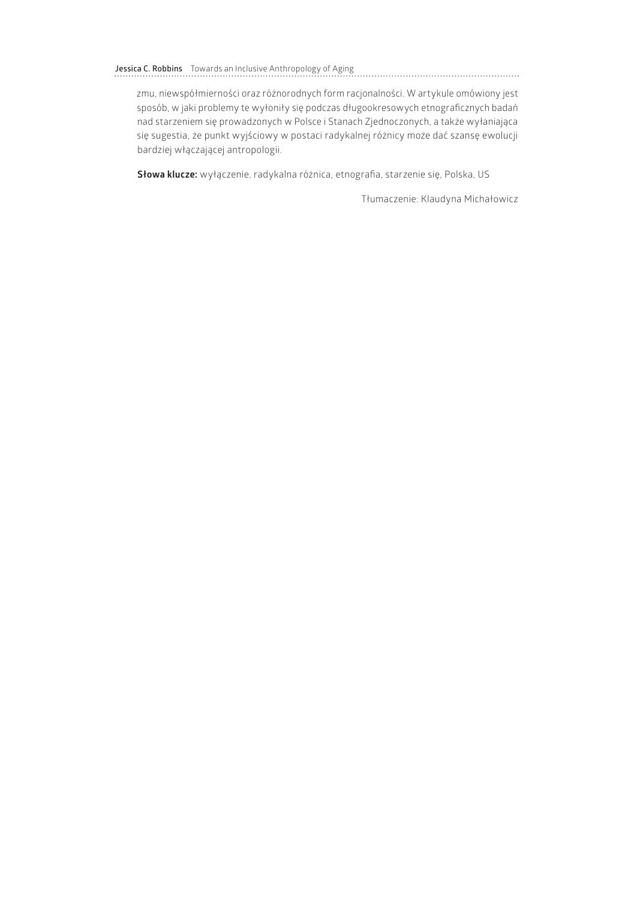zmu, niewspółmierności oraz różnorodnych form racjonalności. W artykule omówiony jest sposób, w jaki problemy te wyłoniły się podczas długookresowych etnograficznych badań nad starzeniem się prowadzonych w Polsce i Stanach Zjednoczonych, a także wyłaniająca się sugestia, że punkt wyjściowy w postaci radykalnej różnicy może dać szansę ewolucji bardziej włączającej antropologii.

**Słowa klucze:** wyłączenie, radykalna różnica, etnografia, starzenie się, Polska, US

Tłumaczenie: Klaudyna Michałowicz